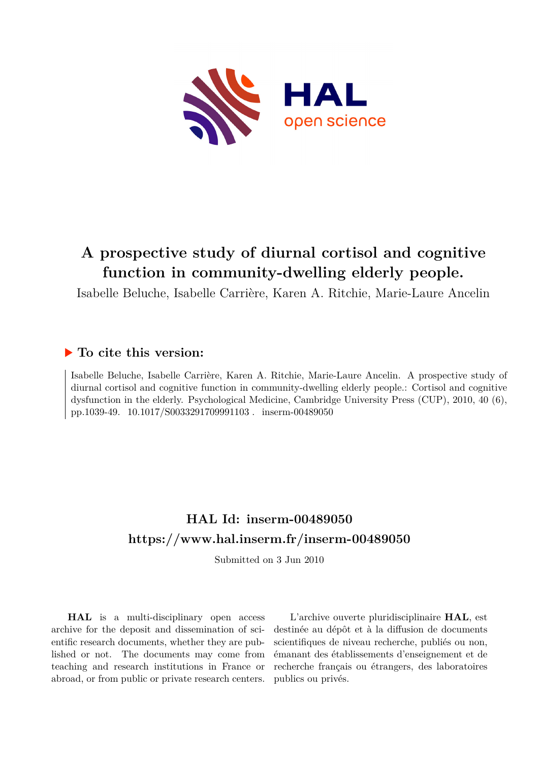# A prospective study of diurnal cortisol and cognitive function in community-dwelling elderly people.

Isabelle Beluche, Isabelle Carrière, Karen A. Ritchie, Marie-Laure Ancelin

## ▶ To cite this version:

Isabelle Beluche, Isabelle Carrière, Karen A. Ritchie, Marie-Laure Ancelin. A prospective study of diurnal cortisol and cognitive function in community-dwelling elderly people.: Cortisol and cognitive dysfunction in the elderly. Psychological Medicine, Cambridge University Press (CUP), 2010, 40 (6), pp.1039-49. 10.1017/S0033291709991103 . inserm-00489050

## HAL Id: inserm-00489050
## https://www.hal.inserm.fr/inserm-00489050

Submitted on 3 Jun 2010

**HAL** is a multi-disciplinary open access archive for the deposit and dissemination of scientific research documents, whether they are published or not. The documents may come from teaching and research institutions in France or abroad, or from public or private research centers.

L'archive ouverte pluridisciplinaire **HAL**, est destinée au dépôt et à la diffusion de documents scientifiques de niveau recherche, publiés ou non, émanant des établissements d'enseignement et de recherche français ou étrangers, des laboratoires publics ou privés.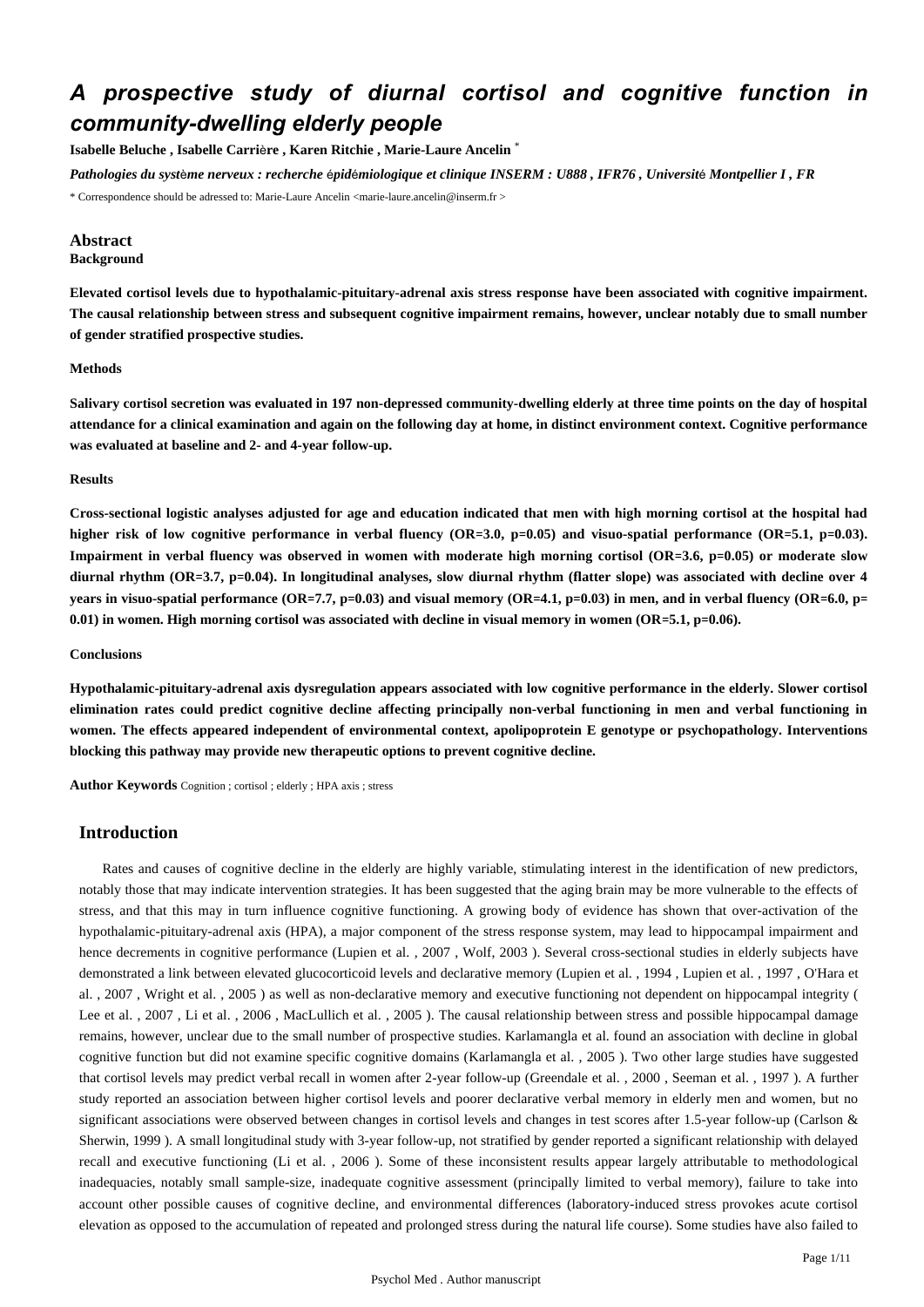# A prospective study of diurnal cortisol and cognitive function in community-dwelling elderly people

**Isabelle Beluche , Isabelle Carrière , Karen Ritchie , Marie-Laure Ancelin** *

*Pathologies du système nerveux : recherche épidémiologique et clinique INSERM : U888 , IFR76 , Université Montpellier I , FR*

\* Correspondence should be adressed to: Marie-Laure Ancelin <marie-laure.ancelin@inserm.fr >

## Abstract

### Background

**Elevated cortisol levels due to hypothalamic-pituitary-adrenal axis stress response have been associated with cognitive impairment. The causal relationship between stress and subsequent cognitive impairment remains, however, unclear notably due to small number of gender stratified prospective studies.**

### Methods

**Salivary cortisol secretion was evaluated in 197 non-depressed community-dwelling elderly at three time points on the day of hospital attendance for a clinical examination and again on the following day at home, in distinct environment context. Cognitive performance was evaluated at baseline and 2- and 4-year follow-up.**

### Results

**Cross-sectional logistic analyses adjusted for age and education indicated that men with high morning cortisol at the hospital had higher risk of low cognitive performance in verbal fluency (OR=3.0, p=0.05) and visuo-spatial performance (OR=5.1, p=0.03). Impairment in verbal fluency was observed in women with moderate high morning cortisol (OR=3.6, p=0.05) or moderate slow diurnal rhythm (OR=3.7, p=0.04). In longitudinal analyses, slow diurnal rhythm (flatter slope) was associated with decline over 4 years in visuo-spatial performance (OR=7.7, p=0.03) and visual memory (OR=4.1, p=0.03) in men, and in verbal fluency (OR=6.0, p= 0.01) in women. High morning cortisol was associated with decline in visual memory in women (OR=5.1, p=0.06).**

### Conclusions

**Hypothalamic-pituitary-adrenal axis dysregulation appears associated with low cognitive performance in the elderly. Slower cortisol elimination rates could predict cognitive decline affecting principally non-verbal functioning in men and verbal functioning in women. The effects appeared independent of environmental context, apolipoprotein E genotype or psychopathology. Interventions blocking this pathway may provide new therapeutic options to prevent cognitive decline.**

**Author Keywords** Cognition ; cortisol ; elderly ; HPA axis ; stress

## Introduction

Rates and causes of cognitive decline in the elderly are highly variable, stimulating interest in the identification of new predictors, notably those that may indicate intervention strategies. It has been suggested that the aging brain may be more vulnerable to the effects of stress, and that this may in turn influence cognitive functioning. A growing body of evidence has shown that over-activation of the hypothalamic-pituitary-adrenal axis (HPA), a major component of the stress response system, may lead to hippocampal impairment and hence decrements in cognitive performance (Lupien et al. , 2007 , Wolf, 2003 ). Several cross-sectional studies in elderly subjects have demonstrated a link between elevated glucocorticoid levels and declarative memory (Lupien et al. , 1994 , Lupien et al. , 1997 , O'Hara et al. , 2007 , Wright et al. , 2005 ) as well as non-declarative memory and executive functioning not dependent on hippocampal integrity ( Lee et al. , 2007 , Li et al. , 2006 , MacLullich et al. , 2005 ). The causal relationship between stress and possible hippocampal damage remains, however, unclear due to the small number of prospective studies. Karlamangla et al. found an association with decline in global cognitive function but did not examine specific cognitive domains (Karlamangla et al. , 2005 ). Two other large studies have suggested that cortisol levels may predict verbal recall in women after 2-year follow-up (Greendale et al. , 2000 , Seeman et al. , 1997 ). A further study reported an association between higher cortisol levels and poorer declarative verbal memory in elderly men and women, but no significant associations were observed between changes in cortisol levels and changes in test scores after 1.5-year follow-up (Carlson & Sherwin, 1999 ). A small longitudinal study with 3-year follow-up, not stratified by gender reported a significant relationship with delayed recall and executive functioning (Li et al. , 2006 ). Some of these inconsistent results appear largely attributable to methodological inadequacies, notably small sample-size, inadequate cognitive assessment (principally limited to verbal memory), failure to take into account other possible causes of cognitive decline, and environmental differences (laboratory-induced stress provokes acute cortisol elevation as opposed to the accumulation of repeated and prolonged stress during the natural life course). Some studies have also failed to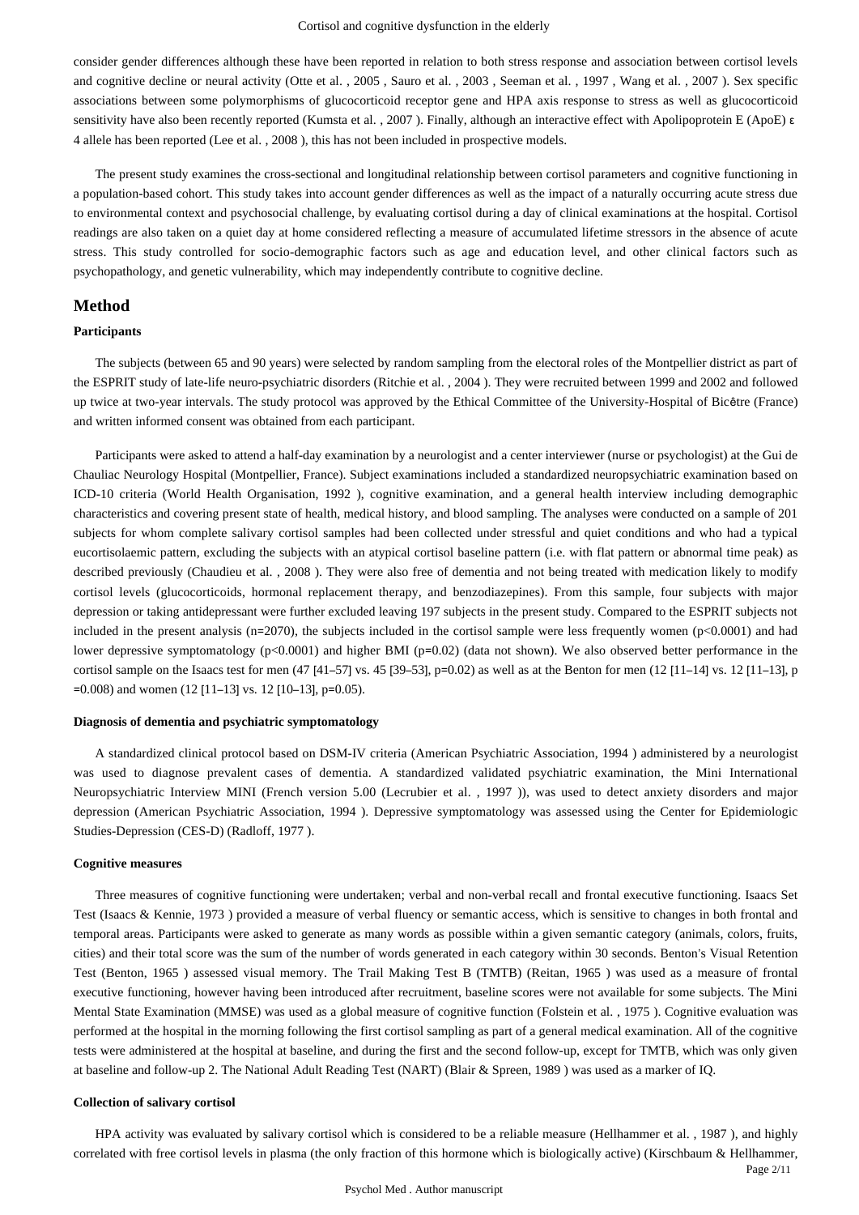consider gender differences although these have been reported in relation to both stress response and association between cortisol levels and cognitive decline or neural activity (Otte et al. , 2005 , Sauro et al. , 2003 , Seeman et al. , 1997 , Wang et al. , 2007 ). Sex specific associations between some polymorphisms of glucocorticoid receptor gene and HPA axis response to stress as well as glucocorticoid sensitivity have also been recently reported (Kumsta et al. , 2007 ). Finally, although an interactive effect with Apolipoprotein E (ApoE) ε 4 allele has been reported (Lee et al. , 2008 ), this has not been included in prospective models.

The present study examines the cross-sectional and longitudinal relationship between cortisol parameters and cognitive functioning in a population-based cohort. This study takes into account gender differences as well as the impact of a naturally occurring acute stress due to environmental context and psychosocial challenge, by evaluating cortisol during a day of clinical examinations at the hospital. Cortisol readings are also taken on a quiet day at home considered reflecting a measure of accumulated lifetime stressors in the absence of acute stress. This study controlled for socio-demographic factors such as age and education level, and other clinical factors such as psychopathology, and genetic vulnerability, which may independently contribute to cognitive decline.

## Method

### Participants

The subjects (between 65 and 90 years) were selected by random sampling from the electoral roles of the Montpellier district as part of the ESPRIT study of late-life neuro-psychiatric disorders (Ritchie et al. , 2004 ). They were recruited between 1999 and 2002 and followed up twice at two-year intervals. The study protocol was approved by the Ethical Committee of the University-Hospital of Bicêtre (France) and written informed consent was obtained from each participant.

Participants were asked to attend a half-day examination by a neurologist and a center interviewer (nurse or psychologist) at the Gui de Chauliac Neurology Hospital (Montpellier, France). Subject examinations included a standardized neuropsychiatric examination based on ICD-10 criteria (World Health Organisation, 1992 ), cognitive examination, and a general health interview including demographic characteristics and covering present state of health, medical history, and blood sampling. The analyses were conducted on a sample of 201 subjects for whom complete salivary cortisol samples had been collected under stressful and quiet conditions and who had a typical eucortisolaemic pattern, excluding the subjects with an atypical cortisol baseline pattern (i.e. with flat pattern or abnormal time peak) as described previously (Chaudieu et al. , 2008 ). They were also free of dementia and not being treated with medication likely to modify cortisol levels (glucocorticoids, hormonal replacement therapy, and benzodiazepines). From this sample, four subjects with major depression or taking antidepressant were further excluded leaving 197 subjects in the present study. Compared to the ESPRIT subjects not included in the present analysis (n=2070), the subjects included in the cortisol sample were less frequently women ($p<0.0001$) and had lower depressive symptomatology ($p<0.0001$) and higher BMI ($p=0.02$) (data not shown). We also observed better performance in the cortisol sample on the Isaacs test for men (47 [41–57] vs. 45 [39–53], $p=0.02$) as well as at the Benton for men (12 [11–14] vs. 12 [11–13], $p=0.008$) and women (12 [11–13] vs. 12 [10–13], $p=0.05$).

### Diagnosis of dementia and psychiatric symptomatology

A standardized clinical protocol based on DSM-IV criteria (American Psychiatric Association, 1994 ) administered by a neurologist was used to diagnose prevalent cases of dementia. A standardized validated psychiatric examination, the Mini International Neuropsychiatric Interview MINI (French version 5.00 (Lecrubier et al. , 1997 )), was used to detect anxiety disorders and major depression (American Psychiatric Association, 1994 ). Depressive symptomatology was assessed using the Center for Epidemiologic Studies-Depression (CES-D) (Radloff, 1977 ).

### Cognitive measures

Three measures of cognitive functioning were undertaken; verbal and non-verbal recall and frontal executive functioning. Isaacs Set Test (Isaacs & Kennie, 1973 ) provided a measure of verbal fluency or semantic access, which is sensitive to changes in both frontal and temporal areas. Participants were asked to generate as many words as possible within a given semantic category (animals, colors, fruits, cities) and their total score was the sum of the number of words generated in each category within 30 seconds. Benton's Visual Retention Test (Benton, 1965 ) assessed visual memory. The Trail Making Test B (TMTB) (Reitan, 1965 ) was used as a measure of frontal executive functioning, however having been introduced after recruitment, baseline scores were not available for some subjects. The Mini Mental State Examination (MMSE) was used as a global measure of cognitive function (Folstein et al. , 1975 ). Cognitive evaluation was performed at the hospital in the morning following the first cortisol sampling as part of a general medical examination. All of the cognitive tests were administered at the hospital at baseline, and during the first and the second follow-up, except for TMTB, which was only given at baseline and follow-up 2. The National Adult Reading Test (NART) (Blair & Spreen, 1989 ) was used as a marker of IQ.

### Collection of salivary cortisol

HPA activity was evaluated by salivary cortisol which is considered to be a reliable measure (Hellhammer et al. , 1987 ), and highly correlated with free cortisol levels in plasma (the only fraction of this hormone which is biologically active) (Kirschbaum & Hellhammer,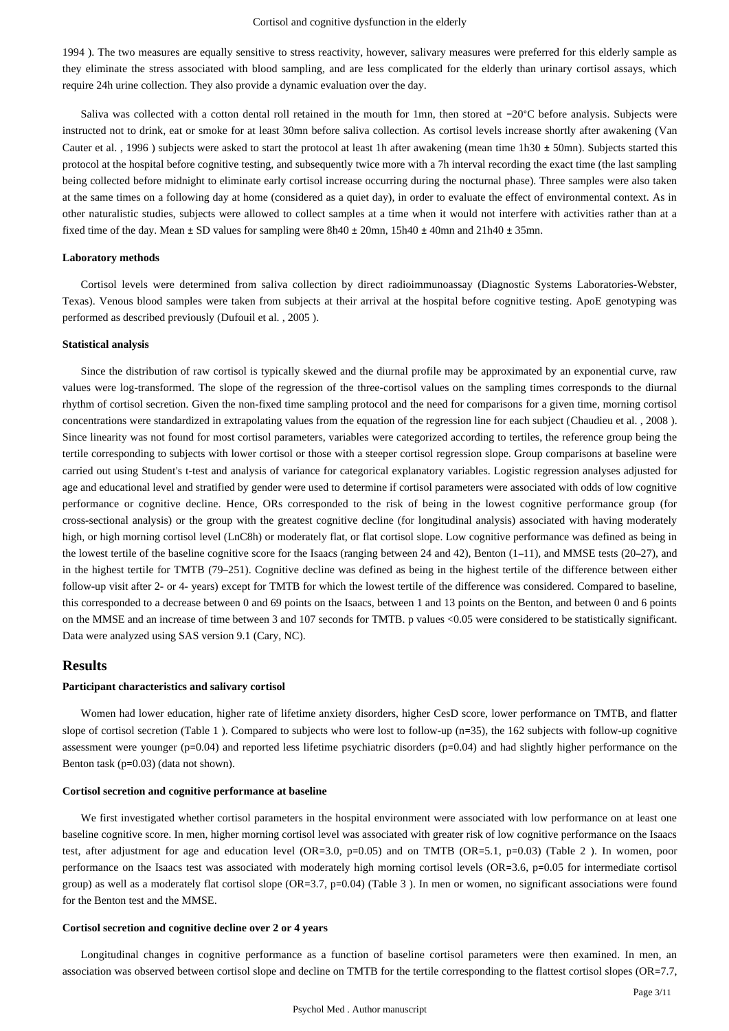1994 ). The two measures are equally sensitive to stress reactivity, however, salivary measures were preferred for this elderly sample as they eliminate the stress associated with blood sampling, and are less complicated for the elderly than urinary cortisol assays, which require 24h urine collection. They also provide a dynamic evaluation over the day.

Saliva was collected with a cotton dental roll retained in the mouth for 1mn, then stored at −20°C before analysis. Subjects were instructed not to drink, eat or smoke for at least 30mn before saliva collection. As cortisol levels increase shortly after awakening (Van Cauter et al. , 1996 ) subjects were asked to start the protocol at least 1h after awakening (mean time 1h30 ± 50mn). Subjects started this protocol at the hospital before cognitive testing, and subsequently twice more with a 7h interval recording the exact time (the last sampling being collected before midnight to eliminate early cortisol increase occurring during the nocturnal phase). Three samples were also taken at the same times on a following day at home (considered as a quiet day), in order to evaluate the effect of environmental context. As in other naturalistic studies, subjects were allowed to collect samples at a time when it would not interfere with activities rather than at a fixed time of the day. Mean ± SD values for sampling were 8h40 ± 20mn, 15h40 ± 40mn and 21h40 ± 35mn.

### Laboratory methods

Cortisol levels were determined from saliva collection by direct radioimmunoassay (Diagnostic Systems Laboratories-Webster, Texas). Venous blood samples were taken from subjects at their arrival at the hospital before cognitive testing. ApoE genotyping was performed as described previously (Dufouil et al. , 2005 ).

### Statistical analysis

Since the distribution of raw cortisol is typically skewed and the diurnal profile may be approximated by an exponential curve, raw values were log-transformed. The slope of the regression of the three-cortisol values on the sampling times corresponds to the diurnal rhythm of cortisol secretion. Given the non-fixed time sampling protocol and the need for comparisons for a given time, morning cortisol concentrations were standardized in extrapolating values from the equation of the regression line for each subject (Chaudieu et al. , 2008 ). Since linearity was not found for most cortisol parameters, variables were categorized according to tertiles, the reference group being the tertile corresponding to subjects with lower cortisol or those with a steeper cortisol regression slope. Group comparisons at baseline were carried out using Student's t-test and analysis of variance for categorical explanatory variables. Logistic regression analyses adjusted for age and educational level and stratified by gender were used to determine if cortisol parameters were associated with odds of low cognitive performance or cognitive decline. Hence, ORs corresponded to the risk of being in the lowest cognitive performance group (for cross-sectional analysis) or the group with the greatest cognitive decline (for longitudinal analysis) associated with having moderately high, or high morning cortisol level (LnC8h) or moderately flat, or flat cortisol slope. Low cognitive performance was defined as being in the lowest tertile of the baseline cognitive score for the Isaacs (ranging between 24 and 42), Benton (1–11), and MMSE tests (20–27), and in the highest tertile for TMTB (79–251). Cognitive decline was defined as being in the highest tertile of the difference between either follow-up visit after 2- or 4- years) except for TMTB for which the lowest tertile of the difference was considered. Compared to baseline, this corresponded to a decrease between 0 and 69 points on the Isaacs, between 1 and 13 points on the Benton, and between 0 and 6 points on the MMSE and an increase of time between 3 and 107 seconds for TMTB. p values <0.05 were considered to be statistically significant. Data were analyzed using SAS version 9.1 (Cary, NC).

## Results

### Participant characteristics and salivary cortisol

Women had lower education, higher rate of lifetime anxiety disorders, higher CesD score, lower performance on TMTB, and flatter slope of cortisol secretion (Table 1 ). Compared to subjects who were lost to follow-up (n=35), the 162 subjects with follow-up cognitive assessment were younger (p=0.04) and reported less lifetime psychiatric disorders (p=0.04) and had slightly higher performance on the Benton task (p=0.03) (data not shown).

### Cortisol secretion and cognitive performance at baseline

We first investigated whether cortisol parameters in the hospital environment were associated with low performance on at least one baseline cognitive score. In men, higher morning cortisol level was associated with greater risk of low cognitive performance on the Isaacs test, after adjustment for age and education level (OR=3.0, p=0.05) and on TMTB (OR=5.1, p=0.03) (Table 2 ). In women, poor performance on the Isaacs test was associated with moderately high morning cortisol levels (OR=3.6, p=0.05 for intermediate cortisol group) as well as a moderately flat cortisol slope (OR=3.7, p=0.04) (Table 3 ). In men or women, no significant associations were found for the Benton test and the MMSE.

### Cortisol secretion and cognitive decline over 2 or 4 years

Longitudinal changes in cognitive performance as a function of baseline cortisol parameters were then examined. In men, an association was observed between cortisol slope and decline on TMTB for the tertile corresponding to the flattest cortisol slopes (OR=7.7,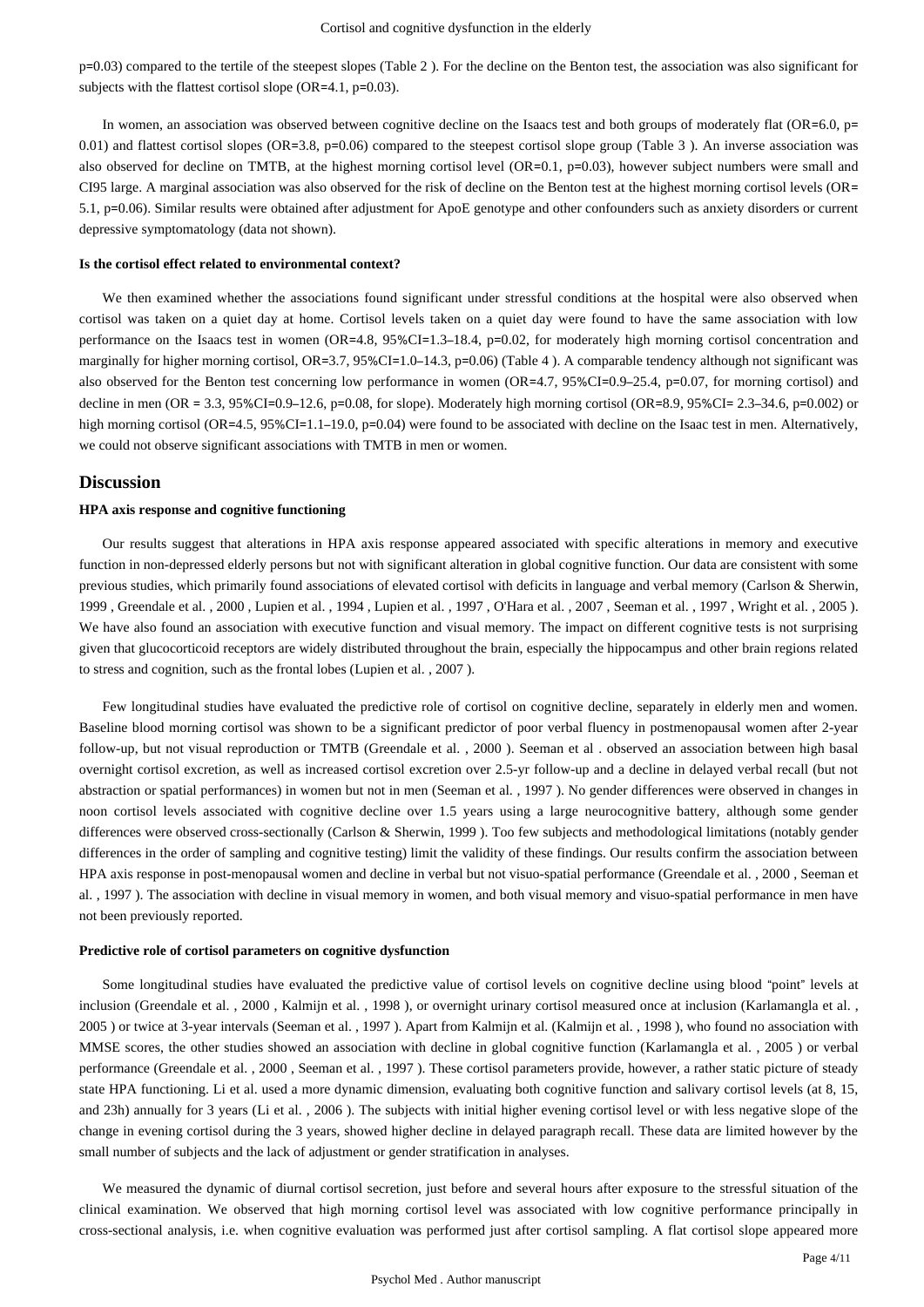p=0.03) compared to the tertile of the steepest slopes (Table 2 ). For the decline on the Benton test, the association was also significant for subjects with the flattest cortisol slope (OR=4.1, p=0.03).

In women, an association was observed between cognitive decline on the Isaacs test and both groups of moderately flat (OR=6.0, p= 0.01) and flattest cortisol slopes (OR=3.8, p=0.06) compared to the steepest cortisol slope group (Table 3 ). An inverse association was also observed for decline on TMTB, at the highest morning cortisol level (OR=0.1, p=0.03), however subject numbers were small and CI95 large. A marginal association was also observed for the risk of decline on the Benton test at the highest morning cortisol levels (OR= 5.1, p=0.06). Similar results were obtained after adjustment for ApoE genotype and other confounders such as anxiety disorders or current depressive symptomatology (data not shown).

#### Is the cortisol effect related to environmental context?

We then examined whether the associations found significant under stressful conditions at the hospital were also observed when cortisol was taken on a quiet day at home. Cortisol levels taken on a quiet day were found to have the same association with low performance on the Isaacs test in women (OR=4.8, 95%CI=1.3–18.4, p=0.02, for moderately high morning cortisol concentration and marginally for higher morning cortisol, OR=3.7, 95%CI=1.0–14.3, p=0.06) (Table 4 ). A comparable tendency although not significant was also observed for the Benton test concerning low performance in women (OR=4.7, 95%CI=0.9–25.4, p=0.07, for morning cortisol) and decline in men (OR = 3.3, 95%CI=0.9–12.6, p=0.08, for slope). Moderately high morning cortisol (OR=8.9, 95%CI= 2.3–34.6, p=0.002) or high morning cortisol (OR=4.5, 95%CI=1.1–19.0, p=0.04) were found to be associated with decline on the Isaac test in men. Alternatively, we could not observe significant associations with TMTB in men or women.

## Discussion

#### HPA axis response and cognitive functioning

Our results suggest that alterations in HPA axis response appeared associated with specific alterations in memory and executive function in non-depressed elderly persons but not with significant alteration in global cognitive function. Our data are consistent with some previous studies, which primarily found associations of elevated cortisol with deficits in language and verbal memory (Carlson & Sherwin, 1999 , Greendale et al. , 2000 , Lupien et al. , 1994 , Lupien et al. , 1997 , O'Hara et al. , 2007 , Seeman et al. , 1997 , Wright et al. , 2005 ). We have also found an association with executive function and visual memory. The impact on different cognitive tests is not surprising given that glucocorticoid receptors are widely distributed throughout the brain, especially the hippocampus and other brain regions related to stress and cognition, such as the frontal lobes (Lupien et al. , 2007 ).

Few longitudinal studies have evaluated the predictive role of cortisol on cognitive decline, separately in elderly men and women. Baseline blood morning cortisol was shown to be a significant predictor of poor verbal fluency in postmenopausal women after 2-year follow-up, but not visual reproduction or TMTB (Greendale et al. , 2000 ). Seeman et al . observed an association between high basal overnight cortisol excretion, as well as increased cortisol excretion over 2.5-yr follow-up and a decline in delayed verbal recall (but not abstraction or spatial performances) in women but not in men (Seeman et al. , 1997 ). No gender differences were observed in changes in noon cortisol levels associated with cognitive decline over 1.5 years using a large neurocognitive battery, although some gender differences were observed cross-sectionally (Carlson & Sherwin, 1999 ). Too few subjects and methodological limitations (notably gender differences in the order of sampling and cognitive testing) limit the validity of these findings. Our results confirm the association between HPA axis response in post-menopausal women and decline in verbal but not visuo-spatial performance (Greendale et al. , 2000 , Seeman et al. , 1997 ). The association with decline in visual memory in women, and both visual memory and visuo-spatial performance in men have not been previously reported.

#### Predictive role of cortisol parameters on cognitive dysfunction

Some longitudinal studies have evaluated the predictive value of cortisol levels on cognitive decline using blood "point" levels at inclusion (Greendale et al. , 2000 , Kalmijn et al. , 1998 ), or overnight urinary cortisol measured once at inclusion (Karlamangla et al. , 2005 ) or twice at 3-year intervals (Seeman et al. , 1997 ). Apart from Kalmijn et al. (Kalmijn et al. , 1998 ), who found no association with MMSE scores, the other studies showed an association with decline in global cognitive function (Karlamangla et al. , 2005 ) or verbal performance (Greendale et al. , 2000 , Seeman et al. , 1997 ). These cortisol parameters provide, however, a rather static picture of steady state HPA functioning. Li et al. used a more dynamic dimension, evaluating both cognitive function and salivary cortisol levels (at 8, 15, and 23h) annually for 3 years (Li et al. , 2006 ). The subjects with initial higher evening cortisol level or with less negative slope of the change in evening cortisol during the 3 years, showed higher decline in delayed paragraph recall. These data are limited however by the small number of subjects and the lack of adjustment or gender stratification in analyses.

We measured the dynamic of diurnal cortisol secretion, just before and several hours after exposure to the stressful situation of the clinical examination. We observed that high morning cortisol level was associated with low cognitive performance principally in cross-sectional analysis, i.e. when cognitive evaluation was performed just after cortisol sampling. A flat cortisol slope appeared more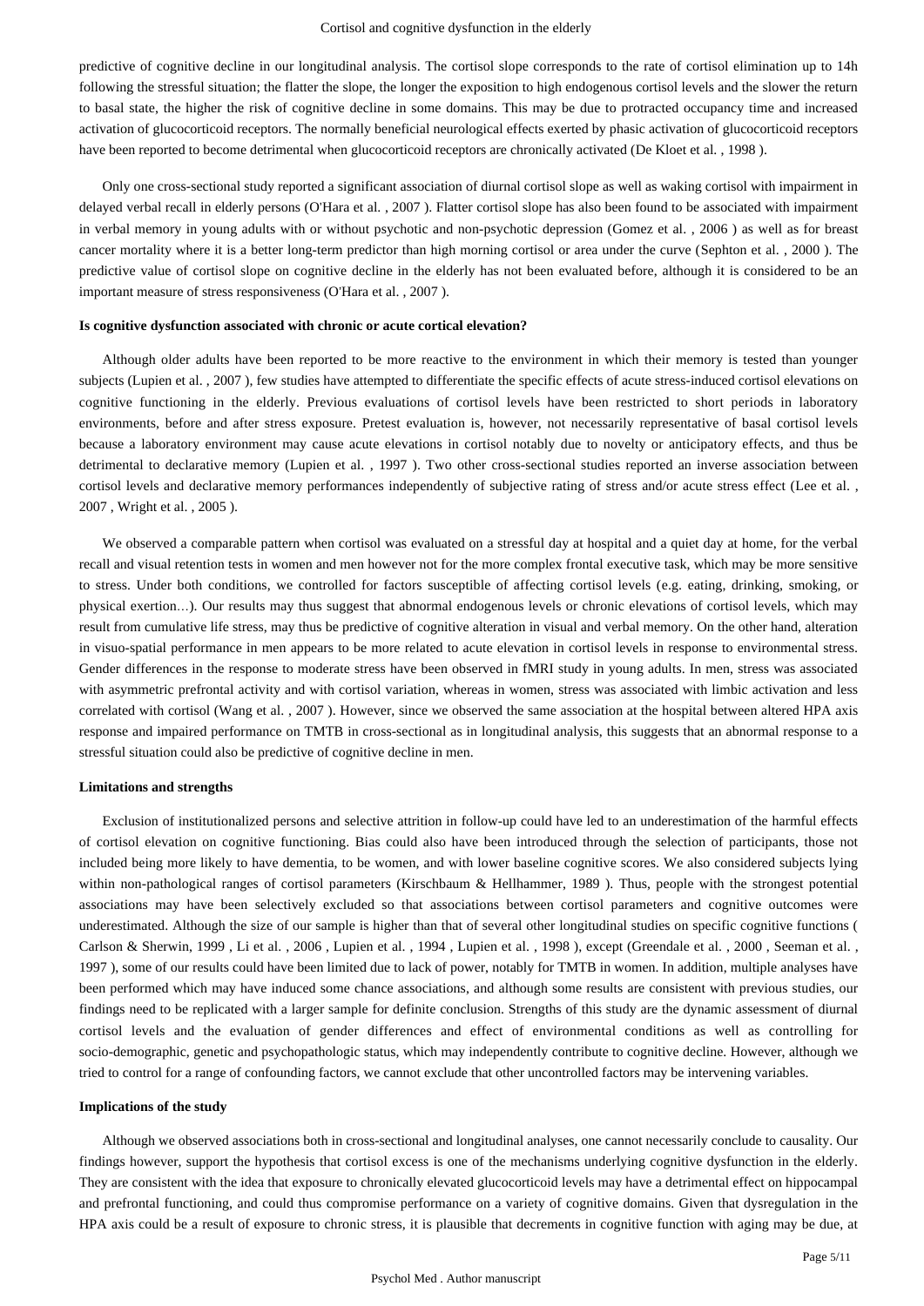predictive of cognitive decline in our longitudinal analysis. The cortisol slope corresponds to the rate of cortisol elimination up to 14h following the stressful situation; the flatter the slope, the longer the exposition to high endogenous cortisol levels and the slower the return to basal state, the higher the risk of cognitive decline in some domains. This may be due to protracted occupancy time and increased activation of glucocorticoid receptors. The normally beneficial neurological effects exerted by phasic activation of glucocorticoid receptors have been reported to become detrimental when glucocorticoid receptors are chronically activated (De Kloet et al. , 1998 ).

Only one cross-sectional study reported a significant association of diurnal cortisol slope as well as waking cortisol with impairment in delayed verbal recall in elderly persons (O'Hara et al. , 2007 ). Flatter cortisol slope has also been found to be associated with impairment in verbal memory in young adults with or without psychotic and non-psychotic depression (Gomez et al. , 2006 ) as well as for breast cancer mortality where it is a better long-term predictor than high morning cortisol or area under the curve (Sephton et al. , 2000 ). The predictive value of cortisol slope on cognitive decline in the elderly has not been evaluated before, although it is considered to be an important measure of stress responsiveness (O'Hara et al. , 2007 ).

#### Is cognitive dysfunction associated with chronic or acute cortical elevation?

Although older adults have been reported to be more reactive to the environment in which their memory is tested than younger subjects (Lupien et al. , 2007 ), few studies have attempted to differentiate the specific effects of acute stress-induced cortisol elevations on cognitive functioning in the elderly. Previous evaluations of cortisol levels have been restricted to short periods in laboratory environments, before and after stress exposure. Pretest evaluation is, however, not necessarily representative of basal cortisol levels because a laboratory environment may cause acute elevations in cortisol notably due to novelty or anticipatory effects, and thus be detrimental to declarative memory (Lupien et al. , 1997 ). Two other cross-sectional studies reported an inverse association between cortisol levels and declarative memory performances independently of subjective rating of stress and/or acute stress effect (Lee et al. , 2007 , Wright et al. , 2005 ).

We observed a comparable pattern when cortisol was evaluated on a stressful day at hospital and a quiet day at home, for the verbal recall and visual retention tests in women and men however not for the more complex frontal executive task, which may be more sensitive to stress. Under both conditions, we controlled for factors susceptible of affecting cortisol levels (e.g. eating, drinking, smoking, or physical exertion…). Our results may thus suggest that abnormal endogenous levels or chronic elevations of cortisol levels, which may result from cumulative life stress, may thus be predictive of cognitive alteration in visual and verbal memory. On the other hand, alteration in visuo-spatial performance in men appears to be more related to acute elevation in cortisol levels in response to environmental stress. Gender differences in the response to moderate stress have been observed in fMRI study in young adults. In men, stress was associated with asymmetric prefrontal activity and with cortisol variation, whereas in women, stress was associated with limbic activation and less correlated with cortisol (Wang et al. , 2007 ). However, since we observed the same association at the hospital between altered HPA axis response and impaired performance on TMTB in cross-sectional as in longitudinal analysis, this suggests that an abnormal response to a stressful situation could also be predictive of cognitive decline in men.

#### Limitations and strengths

Exclusion of institutionalized persons and selective attrition in follow-up could have led to an underestimation of the harmful effects of cortisol elevation on cognitive functioning. Bias could also have been introduced through the selection of participants, those not included being more likely to have dementia, to be women, and with lower baseline cognitive scores. We also considered subjects lying within non-pathological ranges of cortisol parameters (Kirschbaum & Hellhammer, 1989 ). Thus, people with the strongest potential associations may have been selectively excluded so that associations between cortisol parameters and cognitive outcomes were underestimated. Although the size of our sample is higher than that of several other longitudinal studies on specific cognitive functions ( Carlson & Sherwin, 1999 , Li et al. , 2006 , Lupien et al. , 1994 , Lupien et al. , 1998 ), except (Greendale et al. , 2000 , Seeman et al. , 1997 ), some of our results could have been limited due to lack of power, notably for TMTB in women. In addition, multiple analyses have been performed which may have induced some chance associations, and although some results are consistent with previous studies, our findings need to be replicated with a larger sample for definite conclusion. Strengths of this study are the dynamic assessment of diurnal cortisol levels and the evaluation of gender differences and effect of environmental conditions as well as controlling for socio-demographic, genetic and psychopathologic status, which may independently contribute to cognitive decline. However, although we tried to control for a range of confounding factors, we cannot exclude that other uncontrolled factors may be intervening variables.

#### Implications of the study

Although we observed associations both in cross-sectional and longitudinal analyses, one cannot necessarily conclude to causality. Our findings however, support the hypothesis that cortisol excess is one of the mechanisms underlying cognitive dysfunction in the elderly. They are consistent with the idea that exposure to chronically elevated glucocorticoid levels may have a detrimental effect on hippocampal and prefrontal functioning, and could thus compromise performance on a variety of cognitive domains. Given that dysregulation in the HPA axis could be a result of exposure to chronic stress, it is plausible that decrements in cognitive function with aging may be due, at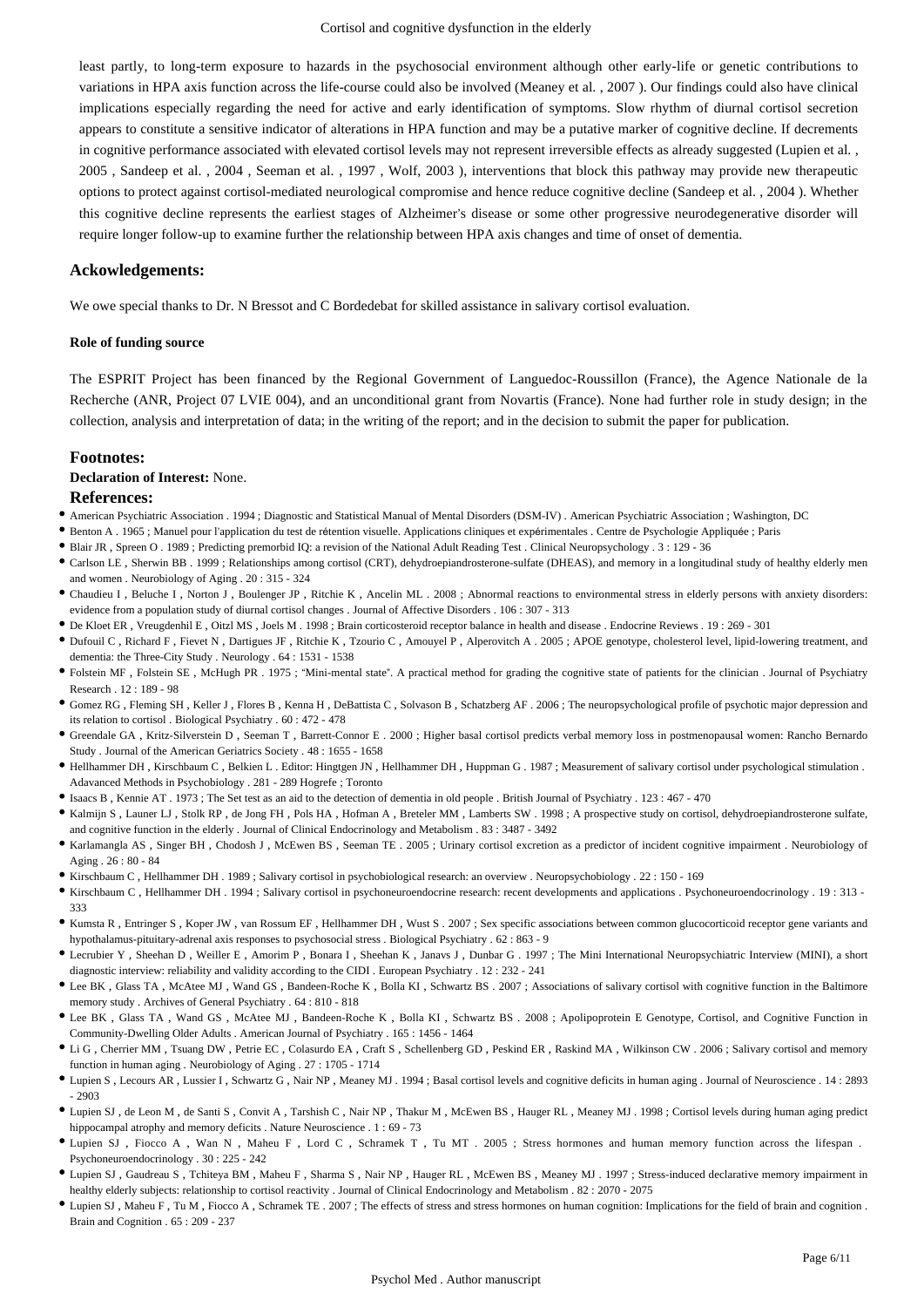least partly, to long-term exposure to hazards in the psychosocial environment although other early-life or genetic contributions to variations in HPA axis function across the life-course could also be involved (Meaney et al. , 2007 ). Our findings could also have clinical implications especially regarding the need for active and early identification of symptoms. Slow rhythm of diurnal cortisol secretion appears to constitute a sensitive indicator of alterations in HPA function and may be a putative marker of cognitive decline. If decrements in cognitive performance associated with elevated cortisol levels may not represent irreversible effects as already suggested (Lupien et al. , 2005 , Sandeep et al. , 2004 , Seeman et al. , 1997 , Wolf, 2003 ), interventions that block this pathway may provide new therapeutic options to protect against cortisol-mediated neurological compromise and hence reduce cognitive decline (Sandeep et al. , 2004 ). Whether this cognitive decline represents the earliest stages of Alzheimer's disease or some other progressive neurodegenerative disorder will require longer follow-up to examine further the relationship between HPA axis changes and time of onset of dementia.

## Ackowledgements:

We owe special thanks to Dr. N Bressot and C Bordedebat for skilled assistance in salivary cortisol evaluation.

#### Role of funding source

The ESPRIT Project has been financed by the Regional Government of Languedoc-Roussillon (France), the Agence Nationale de la Recherche (ANR, Project 07 LVIE 004), and an unconditional grant from Novartis (France). None had further role in study design; in the collection, analysis and interpretation of data; in the writing of the report; and in the decision to submit the paper for publication.

## Footnotes:

**Declaration of Interest:** None.

## References:

- American Psychiatric Association . 1994 ; Diagnostic and Statistical Manual of Mental Disorders (DSM-IV) . American Psychiatric Association ; Washington, DC
- Benton A . 1965 ; Manuel pour l'application du test de rétention visuelle. Applications cliniques et expérimentales . Centre de Psychologie Appliquée ; Paris
- Blair JR , Spreen O . 1989 ; Predicting premorbid IQ: a revision of the National Adult Reading Test . Clinical Neuropsychology . 3 : 129 - 36
- Carlson LE , Sherwin BB . 1999 ; Relationships among cortisol (CRT), dehydroepiandrosterone-sulfate (DHEAS), and memory in a longitudinal study of healthy elderly men and women . Neurobiology of Aging . 20 : 315 - 324
- Chaudieu I , Beluche I , Norton J , Boulenger JP , Ritchie K , Ancelin ML . 2008 ; Abnormal reactions to environmental stress in elderly persons with anxiety disorders: evidence from a population study of diurnal cortisol changes . Journal of Affective Disorders . 106 : 307 - 313
- De Kloet ER , Vreugdenhil E , Oitzl MS , Joels M . 1998 ; Brain corticosteroid receptor balance in health and disease . Endocrine Reviews . 19 : 269 - 301
- Dufouil C , Richard F , Fievet N , Dartigues JF , Ritchie K , Tzourio C , Amouyel P , Alperovitch A . 2005 ; APOE genotype, cholesterol level, lipid-lowering treatment, and dementia: the Three-City Study . Neurology . 64 : 1531 - 1538
- Folstein MF , Folstein SE , McHugh PR . 1975 ; "Mini-mental state". A practical method for grading the cognitive state of patients for the clinician . Journal of Psychiatry Research . 12 : 189 - 98
- Gomez RG , Fleming SH , Keller J , Flores B , Kenna H , DeBattista C , Solvason B , Schatzberg AF . 2006 ; The neuropsychological profile of psychotic major depression and its relation to cortisol . Biological Psychiatry . 60 : 472 - 478
- Greendale GA , Kritz-Silverstein D , Seeman T , Barrett-Connor E . 2000 ; Higher basal cortisol predicts verbal memory loss in postmenopausal women: Rancho Bernardo Study . Journal of the American Geriatrics Society . 48 : 1655 - 1658
- Hellhammer DH , Kirschbaum C , Belkien L . Editor: Hingtgen JN , Hellhammer DH , Huppman G . 1987 ; Measurement of salivary cortisol under psychological stimulation . Adavanced Methods in Psychobiology . 281 - 289 Hogrefe ; Toronto
- Isaacs B , Kennie AT . 1973 ; The Set test as an aid to the detection of dementia in old people . British Journal of Psychiatry . 123 : 467 - 470
- Kalmijn S , Launer LJ , Stolk RP , de Jong FH , Pols HA , Hofman A , Breteler MM , Lamberts SW . 1998 ; A prospective study on cortisol, dehydroepiandrosterone sulfate, and cognitive function in the elderly . Journal of Clinical Endocrinology and Metabolism . 83 : 3487 - 3492
- Karlamangla AS , Singer BH , Chodosh J , McEwen BS , Seeman TE . 2005 ; Urinary cortisol excretion as a predictor of incident cognitive impairment . Neurobiology of Aging . 26 : 80 - 84
- Kirschbaum C , Hellhammer DH . 1989 ; Salivary cortisol in psychobiological research: an overview . Neuropsychobiology . 22 : 150 - 169
- Kirschbaum C , Hellhammer DH . 1994 ; Salivary cortisol in psychoneuroendocrine research: recent developments and applications . Psychoneuroendocrinology . 19 : 313 - 333
- Kumsta R , Entringer S , Koper JW , van Rossum EF , Hellhammer DH , Wust S . 2007 ; Sex specific associations between common glucocorticoid receptor gene variants and hypothalamus-pituitary-adrenal axis responses to psychosocial stress . Biological Psychiatry . 62 : 863 - 9
- Lecrubier Y , Sheehan D , Weiller E , Amorim P , Bonara I , Sheehan K , Janavs J , Dunbar G . 1997 ; The Mini International Neuropsychiatric Interview (MINI), a short diagnostic interview: reliability and validity according to the CIDI . European Psychiatry . 12 : 232 - 241
- Lee BK , Glass TA , McAtee MJ , Wand GS , Bandeen-Roche K , Bolla KI , Schwartz BS . 2007 ; Associations of salivary cortisol with cognitive function in the Baltimore memory study . Archives of General Psychiatry . 64 : 810 - 818
- Lee BK , Glass TA , Wand GS , McAtee MJ , Bandeen-Roche K , Bolla KI , Schwartz BS . 2008 ; Apolipoprotein E Genotype, Cortisol, and Cognitive Function in Community-Dwelling Older Adults . American Journal of Psychiatry . 165 : 1456 - 1464
- Li G , Cherrier MM , Tsuang DW , Petrie EC , Colasurdo EA , Craft S , Schellenberg GD , Peskind ER , Raskind MA , Wilkinson CW . 2006 ; Salivary cortisol and memory function in human aging . Neurobiology of Aging . 27 : 1705 - 1714
- Lupien S , Lecours AR , Lussier I , Schwartz G , Nair NP , Meaney MJ . 1994 ; Basal cortisol levels and cognitive deficits in human aging . Journal of Neuroscience . 14 : 2893 - 2903
- Lupien SJ , de Leon M , de Santi S , Convit A , Tarshish C , Nair NP , Thakur M , McEwen BS , Hauger RL , Meaney MJ . 1998 ; Cortisol levels during human aging predict hippocampal atrophy and memory deficits . Nature Neuroscience . 1 : 69 - 73
- Lupien SJ , Fiocco A , Wan N , Maheu F , Lord C , Schramek T , Tu MT . 2005 ; Stress hormones and human memory function across the lifespan . Psychoneuroendocrinology . 30 : 225 - 242
- Lupien SJ , Gaudreau S , Tchiteya BM , Maheu F , Sharma S , Nair NP , Hauger RL , McEwen BS , Meaney MJ . 1997 ; Stress-induced declarative memory impairment in healthy elderly subjects: relationship to cortisol reactivity . Journal of Clinical Endocrinology and Metabolism . 82 : 2070 - 2075
- Lupien SJ , Maheu F , Tu M , Fiocco A , Schramek TE . 2007 ; The effects of stress and stress hormones on human cognition: Implications for the field of brain and cognition . Brain and Cognition . 65 : 209 - 237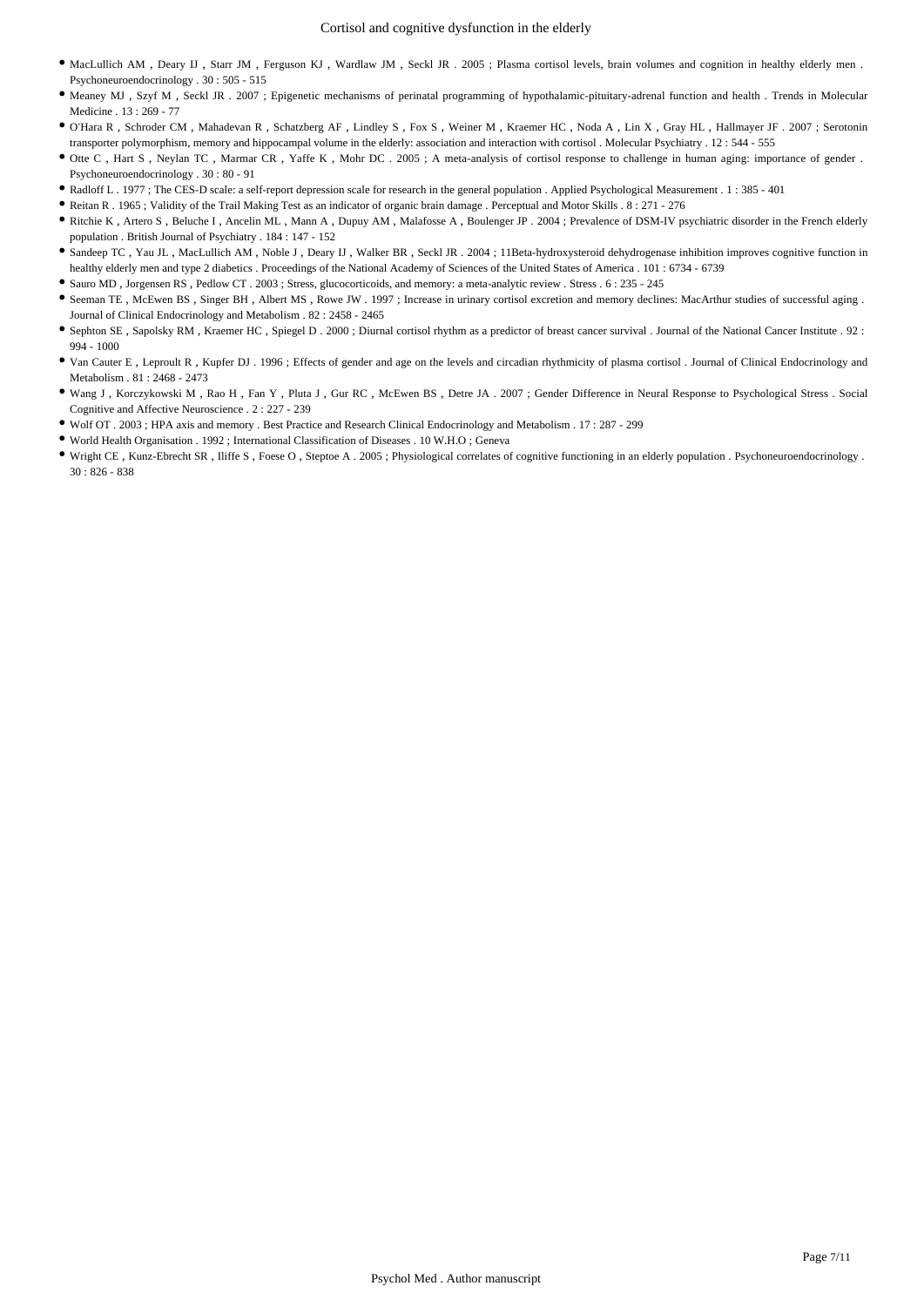- MacLullich AM , Deary IJ , Starr JM , Ferguson KJ , Wardlaw JM , Seckl JR . 2005 ; Plasma cortisol levels, brain volumes and cognition in healthy elderly men . Psychoneuroendocrinology . 30 : 505 - 515
- Meaney MJ , Szyf M , Seckl JR . 2007 ; Epigenetic mechanisms of perinatal programming of hypothalamic-pituitary-adrenal function and health . Trends in Molecular Medicine . 13 : 269 - 77
- O'Hara R , Schroder CM , Mahadevan R , Schatzberg AF , Lindley S , Fox S , Weiner M , Kraemer HC , Noda A , Lin X , Gray HL , Hallmayer JF . 2007 ; Serotonin transporter polymorphism, memory and hippocampal volume in the elderly: association and interaction with cortisol . Molecular Psychiatry . 12 : 544 - 555
- Otte C , Hart S , Neylan TC , Marmar CR , Yaffe K , Mohr DC . 2005 ; A meta-analysis of cortisol response to challenge in human aging: importance of gender . Psychoneuroendocrinology . 30 : 80 - 91
- Radloff L . 1977 ; The CES-D scale: a self-report depression scale for research in the general population . Applied Psychological Measurement . 1 : 385 - 401
- Reitan R . 1965 ; Validity of the Trail Making Test as an indicator of organic brain damage . Perceptual and Motor Skills . 8 : 271 - 276
- Ritchie K , Artero S , Beluche I , Ancelin ML , Mann A , Dupuy AM , Malafosse A , Boulenger JP . 2004 ; Prevalence of DSM-IV psychiatric disorder in the French elderly population . British Journal of Psychiatry . 184 : 147 - 152
- Sandeep TC , Yau JL , MacLullich AM , Noble J , Deary IJ , Walker BR , Seckl JR . 2004 ; 11Beta-hydroxysteroid dehydrogenase inhibition improves cognitive function in healthy elderly men and type 2 diabetics . Proceedings of the National Academy of Sciences of the United States of America . 101 : 6734 - 6739
- Sauro MD , Jorgensen RS , Pedlow CT . 2003 ; Stress, glucocorticoids, and memory: a meta-analytic review . Stress . 6 : 235 - 245
- Seeman TE , McEwen BS , Singer BH , Albert MS , Rowe JW . 1997 ; Increase in urinary cortisol excretion and memory declines: MacArthur studies of successful aging . Journal of Clinical Endocrinology and Metabolism . 82 : 2458 - 2465
- Sephton SE , Sapolsky RM , Kraemer HC , Spiegel D . 2000 ; Diurnal cortisol rhythm as a predictor of breast cancer survival . Journal of the National Cancer Institute . 92 : 994 - 1000
- Van Cauter E , Leproult R , Kupfer DJ . 1996 ; Effects of gender and age on the levels and circadian rhythmicity of plasma cortisol . Journal of Clinical Endocrinology and Metabolism . 81 : 2468 - 2473
- Wang J , Korczykowski M , Rao H , Fan Y , Pluta J , Gur RC , McEwen BS , Detre JA . 2007 ; Gender Difference in Neural Response to Psychological Stress . Social Cognitive and Affective Neuroscience . 2 : 227 - 239
- Wolf OT . 2003 ; HPA axis and memory . Best Practice and Research Clinical Endocrinology and Metabolism . 17 : 287 - 299
- World Health Organisation . 1992 ; International Classification of Diseases . 10 W.H.O ; Geneva
- Wright CE , Kunz-Ebrecht SR , Iliffe S , Foese O , Steptoe A . 2005 ; Physiological correlates of cognitive functioning in an elderly population . Psychoneuroendocrinology . 30 : 826 - 838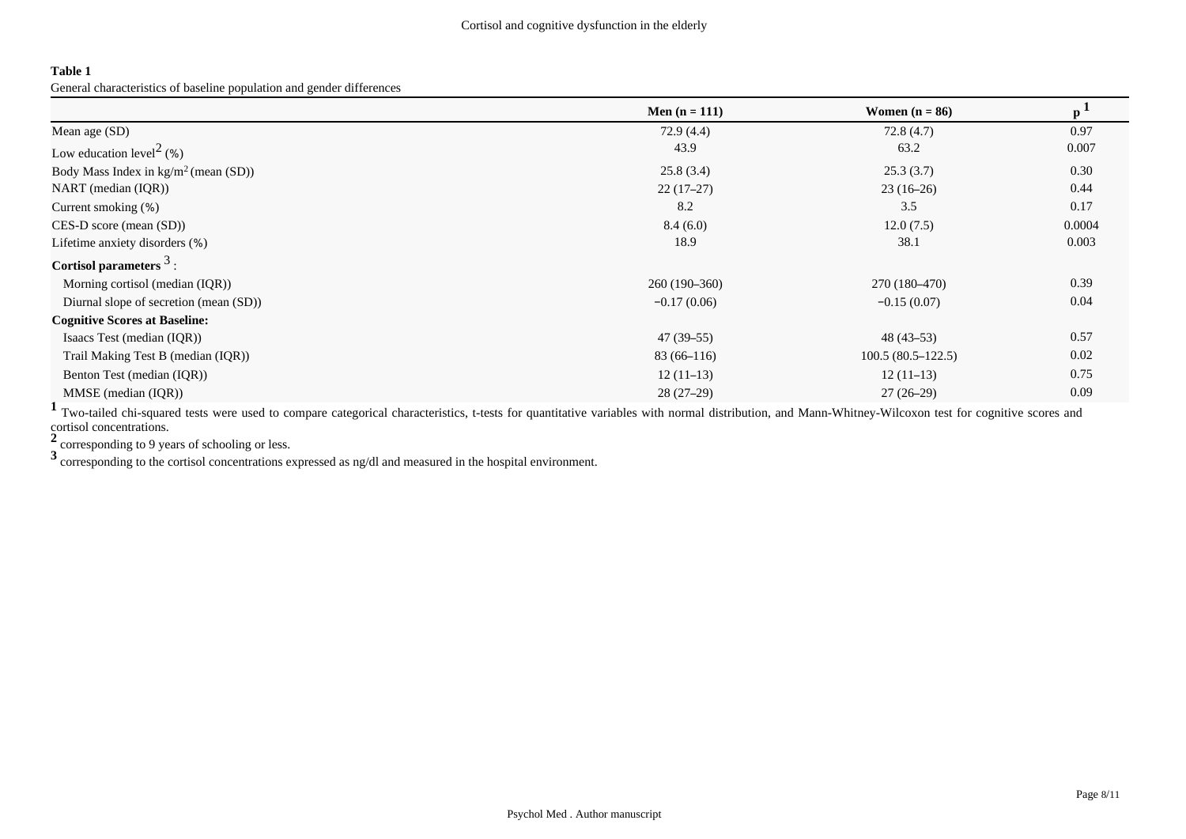**Table 1**

General characteristics of baseline population and gender differences

| | Men (n = 111) | Women (n = 86) | p [1] |
|---|---|---|---|
| Mean age (SD) | 72.9 (4.4) | 72.8 (4.7) | 0.97 |
| Low education level[2] (%) | 43.9 | 63.2 | 0.007 |
| Body Mass Index in kg/m$^2$ (mean (SD)) | 25.8 (3.4) | 25.3 (3.7) | 0.30 |
| NART (median (IQR)) | 22 (17–27) | 23 (16–26) | 0.44 |
| Current smoking (%) | 8.2 | 3.5 | 0.17 |
| CES-D score (mean (SD)) | 8.4 (6.0) | 12.0 (7.5) | 0.0004 |
| Lifetime anxiety disorders (%) | 18.9 | 38.1 | 0.003 |
| **Cortisol parameters** [3] : | | | |
| Morning cortisol (median (IQR)) | 260 (190–360) | 270 (180–470) | 0.39 |
| Diurnal slope of secretion (mean (SD)) | −0.17 (0.06) | −0.15 (0.07) | 0.04 |
| **Cognitive Scores at Baseline:** | | | |
| Isaacs Test (median (IQR)) | 47 (39–55) | 48 (43–53) | 0.57 |
| Trail Making Test B (median (IQR)) | 83 (66–116) | 100.5 (80.5–122.5) | 0.02 |
| Benton Test (median (IQR)) | 12 (11–13) | 12 (11–13) | 0.75 |
| MMSE (median (IQR)) | 28 (27–29) | 27 (26–29) | 0.09 |

**1** Two-tailed chi-squared tests were used to compare categorical characteristics, t-tests for quantitative variables with normal distribution, and Mann-Whitney-Wilcoxon test for cognitive scores and cortisol concentrations.

**2** corresponding to 9 years of schooling or less.

**3** corresponding to the cortisol concentrations expressed as ng/dl and measured in the hospital environment.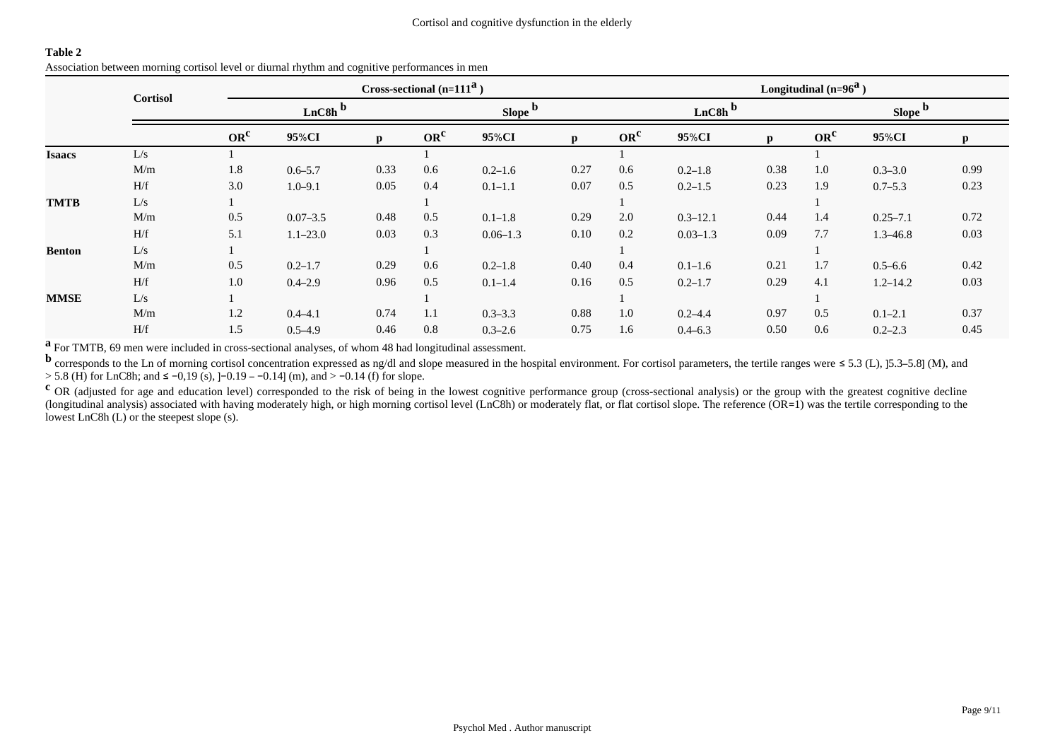**Table 2**

Association between morning cortisol level or diurnal rhythm and cognitive performances in men

| | Cortisol | Cross-sectional (n=111[a]) | | | | | | Longitudinal (n=96[a]) | | | | | |
|---|---|---|---|---|---|---|---|---|---|---|---|---|---|
| | | LnC8h [b] | | | Slope [b] | | | LnC8h [b] | | | Slope [b] | | |
| | | OR[c] | 95%CI | p | OR[c] | 95%CI | p | OR[c] | 95%CI | p | OR[c] | 95%CI | p |
| **Isaacs** | L/s | 1 | | | 1 | | | 1 | | | 1 | | |
| | M/m | 1.8 | 0.6–5.7 | 0.33 | 0.6 | 0.2–1.6 | 0.27 | 0.6 | 0.2–1.8 | 0.38 | 1.0 | 0.3–3.0 | 0.99 |
| | H/f | 3.0 | 1.0–9.1 | 0.05 | 0.4 | 0.1–1.1 | 0.07 | 0.5 | 0.2–1.5 | 0.23 | 1.9 | 0.7–5.3 | 0.23 |
| **TMTB** | L/s | 1 | | | 1 | | | 1 | | | 1 | | |
| | M/m | 0.5 | 0.07–3.5 | 0.48 | 0.5 | 0.1–1.8 | 0.29 | 2.0 | 0.3–12.1 | 0.44 | 1.4 | 0.25–7.1 | 0.72 |
| | H/f | 5.1 | 1.1–23.0 | 0.03 | 0.3 | 0.06–1.3 | 0.10 | 0.2 | 0.03–1.3 | 0.09 | 7.7 | 1.3–46.8 | 0.03 |
| **Benton** | L/s | 1 | | | 1 | | | 1 | | | 1 | | |
| | M/m | 0.5 | 0.2–1.7 | 0.29 | 0.6 | 0.2–1.8 | 0.40 | 0.4 | 0.1–1.6 | 0.21 | 1.7 | 0.5–6.6 | 0.42 |
| | H/f | 1.0 | 0.4–2.9 | 0.96 | 0.5 | 0.1–1.4 | 0.16 | 0.5 | 0.2–1.7 | 0.29 | 4.1 | 1.2–14.2 | 0.03 |
| **MMSE** | L/s | 1 | | | 1 | | | 1 | | | 1 | | |
| | M/m | 1.2 | 0.4–4.1 | 0.74 | 1.1 | 0.3–3.3 | 0.88 | 1.0 | 0.2–4.4 | 0.97 | 0.5 | 0.1–2.1 | 0.37 |
| | H/f | 1.5 | 0.5–4.9 | 0.46 | 0.8 | 0.3–2.6 | 0.75 | 1.6 | 0.4–6.3 | 0.50 | 0.6 | 0.2–2.3 | 0.45 |

[a] For TMTB, 69 men were included in cross-sectional analyses, of whom 48 had longitudinal assessment.

[b] corresponds to the Ln of morning cortisol concentration expressed as ng/dl and slope measured in the hospital environment. For cortisol parameters, the tertile ranges were ≤ 5.3 (L), ]5.3–5.8] (M), and > 5.8 (H) for LnC8h; and ≤ −0,19 (s), ]−0.19 – −0.14] (m), and > −0.14 (f) for slope.

[c] OR (adjusted for age and education level) corresponded to the risk of being in the lowest cognitive performance group (cross-sectional analysis) or the group with the greatest cognitive decline (longitudinal analysis) associated with having moderately high, or high morning cortisol level (LnC8h) or moderately flat, or flat cortisol slope. The reference (OR=1) was the tertile corresponding to the lowest LnC8h (L) or the steepest slope (s).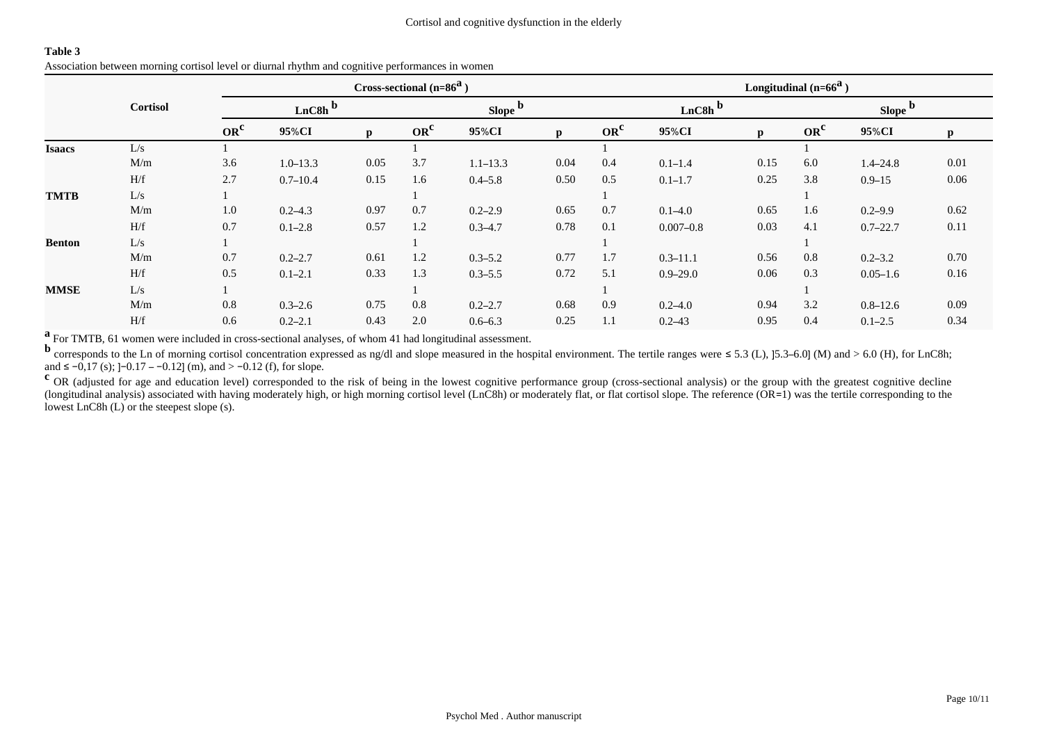**Table 3**

Association between morning cortisol level or diurnal rhythm and cognitive performances in women

| | Cortisol | Cross-sectional (n=86[a]) | | | | | | Longitudinal (n=66[a]) | | | | | |
|---|---|---|---|---|---|---|---|---|---|---|---|---|---|
| | | LnC8h [b] | | | Slope [b] | | | LnC8h [b] | | | Slope [b] | | |
| | | OR[c] | 95%CI | p | OR[c] | 95%CI | p | OR[c] | 95%CI | p | OR[c] | 95%CI | p |
| **Isaacs** | L/s | 1 | | | 1 | | | 1 | | | 1 | | |
| | M/m | 3.6 | 1.0–13.3 | 0.05 | 3.7 | 1.1–13.3 | 0.04 | 0.4 | 0.1–1.4 | 0.15 | 6.0 | 1.4–24.8 | 0.01 |
| | H/f | 2.7 | 0.7–10.4 | 0.15 | 1.6 | 0.4–5.8 | 0.50 | 0.5 | 0.1–1.7 | 0.25 | 3.8 | 0.9–15 | 0.06 |
| **TMTB** | L/s | 1 | | | 1 | | | 1 | | | 1 | | |
| | M/m | 1.0 | 0.2–4.3 | 0.97 | 0.7 | 0.2–2.9 | 0.65 | 0.7 | 0.1–4.0 | 0.65 | 1.6 | 0.2–9.9 | 0.62 |
| | H/f | 0.7 | 0.1–2.8 | 0.57 | 1.2 | 0.3–4.7 | 0.78 | 0.1 | 0.007–0.8 | 0.03 | 4.1 | 0.7–22.7 | 0.11 |
| **Benton** | L/s | 1 | | | 1 | | | 1 | | | 1 | | |
| | M/m | 0.7 | 0.2–2.7 | 0.61 | 1.2 | 0.3–5.2 | 0.77 | 1.7 | 0.3–11.1 | 0.56 | 0.8 | 0.2–3.2 | 0.70 |
| | H/f | 0.5 | 0.1–2.1 | 0.33 | 1.3 | 0.3–5.5 | 0.72 | 5.1 | 0.9–29.0 | 0.06 | 0.3 | 0.05–1.6 | 0.16 |
| **MMSE** | L/s | 1 | | | 1 | | | 1 | | | 1 | | |
| | M/m | 0.8 | 0.3–2.6 | 0.75 | 0.8 | 0.2–2.7 | 0.68 | 0.9 | 0.2–4.0 | 0.94 | 3.2 | 0.8–12.6 | 0.09 |
| | H/f | 0.6 | 0.2–2.1 | 0.43 | 2.0 | 0.6–6.3 | 0.25 | 1.1 | 0.2–43 | 0.95 | 0.4 | 0.1–2.5 | 0.34 |

[a] For TMTB, 61 women were included in cross-sectional analyses, of whom 41 had longitudinal assessment.

[b] corresponds to the Ln of morning cortisol concentration expressed as ng/dl and slope measured in the hospital environment. The tertile ranges were ≤ 5.3 (L), ]5.3–6.0] (M) and > 6.0 (H), for LnC8h; and ≤ −0,17 (s); ]−0.17 – −0.12] (m), and > −0.12 (f), for slope.

[c] OR (adjusted for age and education level) corresponded to the risk of being in the lowest cognitive performance group (cross-sectional analysis) or the group with the greatest cognitive decline (longitudinal analysis) associated with having moderately high, or high morning cortisol level (LnC8h) or moderately flat, or flat cortisol slope. The reference (OR=1) was the tertile corresponding to the lowest LnC8h (L) or the steepest slope (s).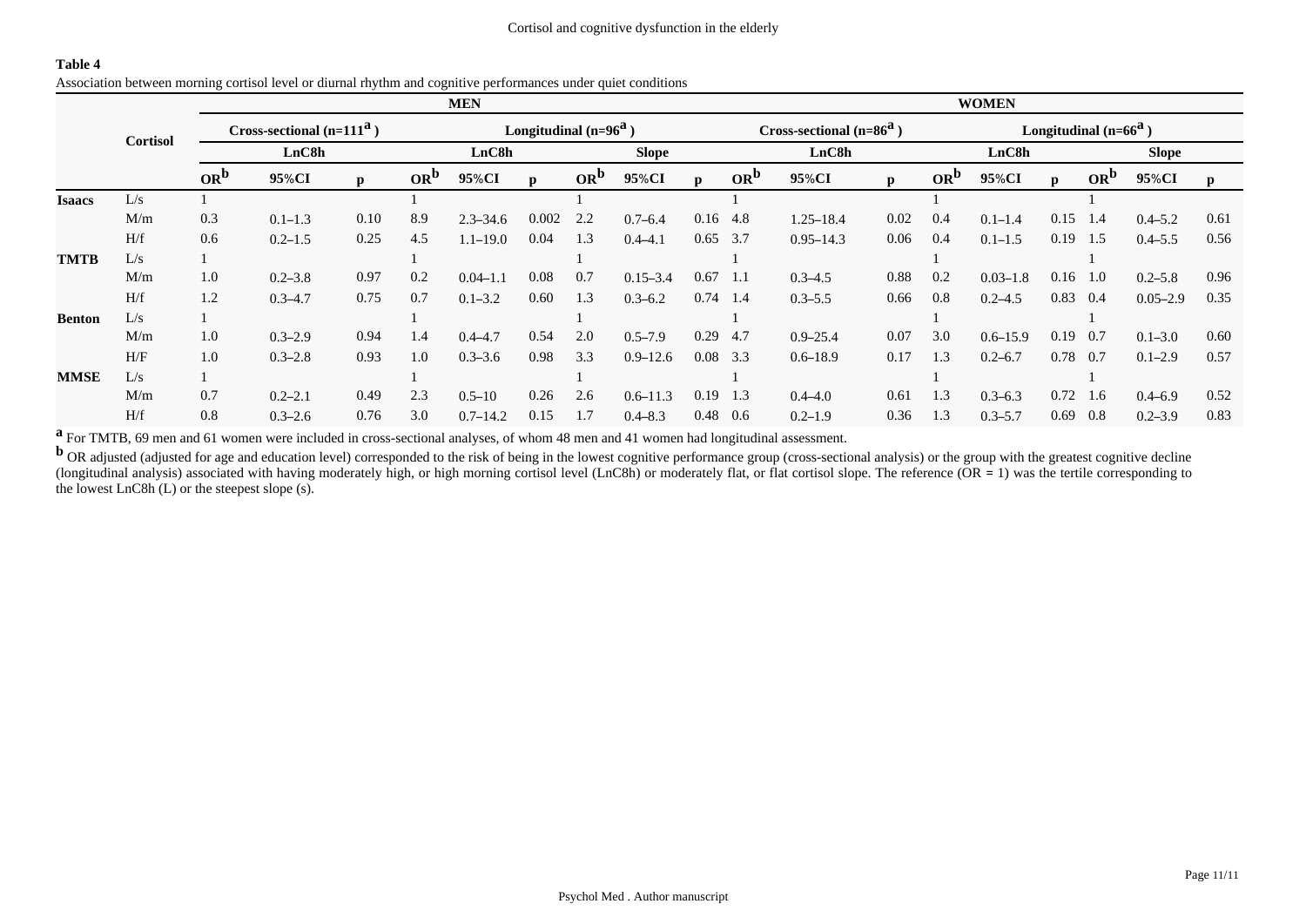**Table 4**

Association between morning cortisol level or diurnal rhythm and cognitive performances under quiet conditions

| | Cortisol | MEN | | | | | | | | | WOMEN | | | | | | | | |
|---|---|---|---|---|---|---|---|---|---|---|---|---|---|---|---|---|---|---|---|
| | | Cross-sectional (n=111[a]) | | | Longitudinal (n=96[a]) | | | | | | Cross-sectional (n=86[a]) | | | Longitudinal (n=66[a]) | | | | | |
| | | LnC8h | | | LnC8h | | | Slope | | | LnC8h | | | LnC8h | | | Slope | | |
| | | OR[b] | 95%CI | p | OR[b] | 95%CI | p | OR[b] | 95%CI | p | OR[b] | 95%CI | p | OR[b] | 95%CI | p | OR[b] | 95%CI | p |
| **Isaacs** | L/s | 1 | | | 1 | | | 1 | | | 1 | | | 1 | | | 1 | | |
| | M/m | 0.3 | 0.1–1.3 | 0.10 | 8.9 | 2.3–34.6 | 0.002 | 2.2 | 0.7–6.4 | 0.16 | 4.8 | 1.25–18.4 | 0.02 | 0.4 | 0.1–1.4 | 0.15 | 1.4 | 0.4–5.2 | 0.61 |
| | H/f | 0.6 | 0.2–1.5 | 0.25 | 4.5 | 1.1–19.0 | 0.04 | 1.3 | 0.4–4.1 | 0.65 | 3.7 | 0.95–14.3 | 0.06 | 0.4 | 0.1–1.5 | 0.19 | 1.5 | 0.4–5.5 | 0.56 |
| **TMTB** | L/s | 1 | | | 1 | | | 1 | | | 1 | | | 1 | | | 1 | | |
| | M/m | 1.0 | 0.2–3.8 | 0.97 | 0.2 | 0.04–1.1 | 0.08 | 0.7 | 0.15–3.4 | 0.67 | 1.1 | 0.3–4.5 | 0.88 | 0.2 | 0.03–1.8 | 0.16 | 1.0 | 0.2–5.8 | 0.96 |
| | H/f | 1.2 | 0.3–4.7 | 0.75 | 0.7 | 0.1–3.2 | 0.60 | 1.3 | 0.3–6.2 | 0.74 | 1.4 | 0.3–5.5 | 0.66 | 0.8 | 0.2–4.5 | 0.83 | 0.4 | 0.05–2.9 | 0.35 |
| **Benton** | L/s | 1 | | | 1 | | | 1 | | | 1 | | | 1 | | | 1 | | |
| | M/m | 1.0 | 0.3–2.9 | 0.94 | 1.4 | 0.4–4.7 | 0.54 | 2.0 | 0.5–7.9 | 0.29 | 4.7 | 0.9–25.4 | 0.07 | 3.0 | 0.6–15.9 | 0.19 | 0.7 | 0.1–3.0 | 0.60 |
| | H/F | 1.0 | 0.3–2.8 | 0.93 | 1.0 | 0.3–3.6 | 0.98 | 3.3 | 0.9–12.6 | 0.08 | 3.3 | 0.6–18.9 | 0.17 | 1.3 | 0.2–6.7 | 0.78 | 0.7 | 0.1–2.9 | 0.57 |
| **MMSE** | L/s | 1 | | | 1 | | | 1 | | | 1 | | | 1 | | | 1 | | |
| | M/m | 0.7 | 0.2–2.1 | 0.49 | 2.3 | 0.5–10 | 0.26 | 2.6 | 0.6–11.3 | 0.19 | 1.3 | 0.4–4.0 | 0.61 | 1.3 | 0.3–6.3 | 0.72 | 1.6 | 0.4–6.9 | 0.52 |
| | H/f | 0.8 | 0.3–2.6 | 0.76 | 3.0 | 0.7–14.2 | 0.15 | 1.7 | 0.4–8.3 | 0.48 | 0.6 | 0.2–1.9 | 0.36 | 1.3 | 0.3–5.7 | 0.69 | 0.8 | 0.2–3.9 | 0.83 |

[a] For TMTB, 69 men and 61 women were included in cross-sectional analyses, of whom 48 men and 41 women had longitudinal assessment.

[b] OR adjusted (adjusted for age and education level) corresponded to the risk of being in the lowest cognitive performance group (cross-sectional analysis) or the group with the greatest cognitive decline (longitudinal analysis) associated with having moderately high, or high morning cortisol level (LnC8h) or moderately flat, or flat cortisol slope. The reference (OR = 1) was the tertile corresponding to the lowest LnC8h (L) or the steepest slope (s).